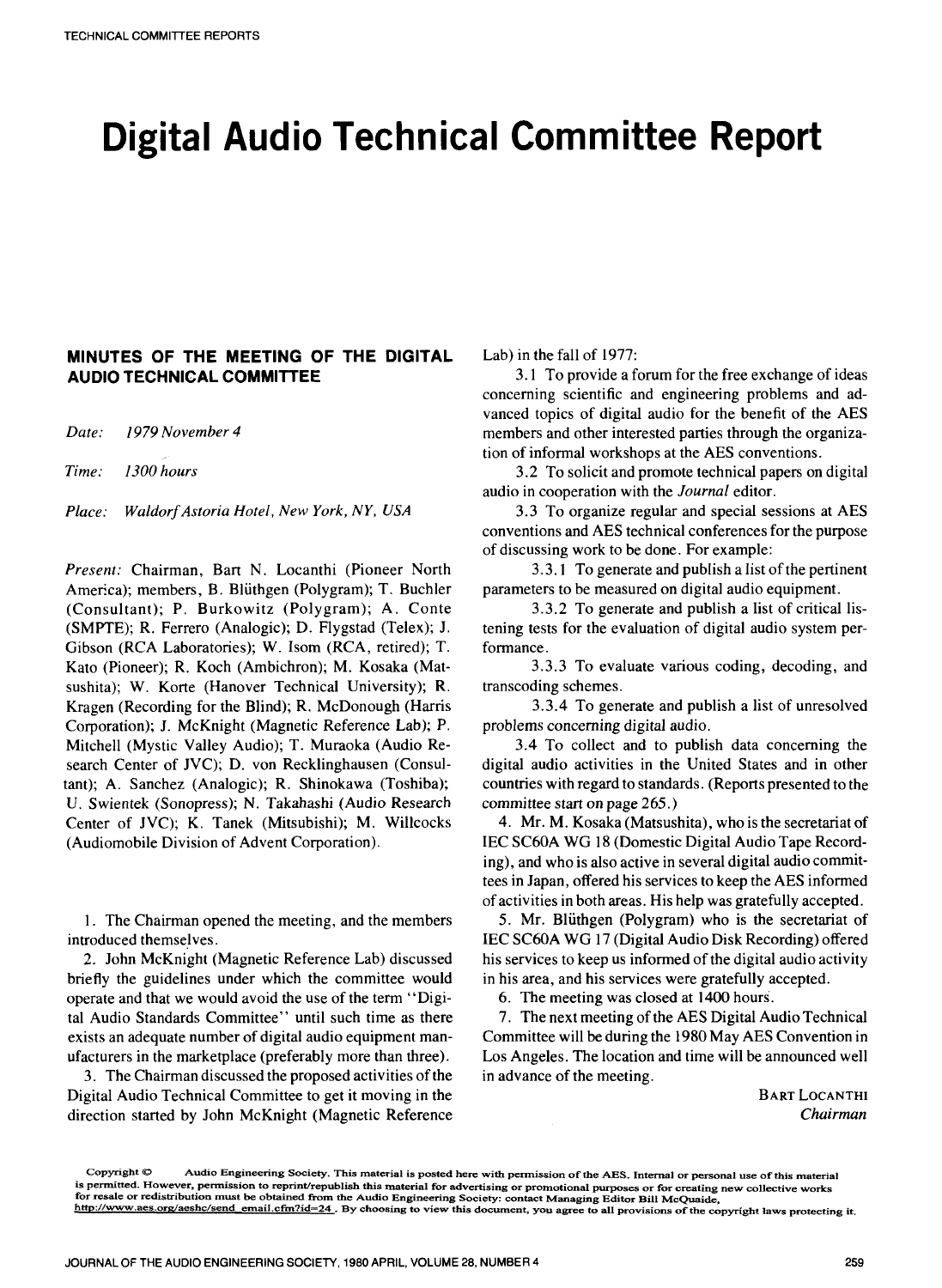# Digital Audio Technical Committee Report

## MINUTES OF THE MEETING OF THE DIGITAL AUDIO TECHNICAL COMMITTEE

*Date:* *1979 November 4*

*Time:* *1300 hours*

*Place:* *Waldorf Astoria Hotel, New York, NY, USA*

*Present:* Chairman, Bart N. Locanthi (Pioneer North America); members, B. Blüthgen (Polygram); T. Buchler (Consultant); P. Burkowitz (Polygram); A. Conte (SMPTE); R. Ferrero (Analogic); D. Flygstad (Telex); J. Gibson (RCA Laboratories); W. Isom (RCA, retired); T. Kato (Pioneer); R. Koch (Ambichron); M. Kosaka (Matsushita); W. Korte (Hanover Technical University); R. Kragen (Recording for the Blind); R. McDonough (Harris Corporation); J. McKnight (Magnetic Reference Lab); P. Mitchell (Mystic Valley Audio); T. Muraoka (Audio Research Center of JVC); D. von Recklinghausen (Consultant); A. Sanchez (Analogic); R. Shinokawa (Toshiba); U. Swientek (Sonopress); N. Takahashi (Audio Research Center of JVC); K. Tanek (Mitsubishi); M. Willcocks (Audiomobile Division of Advent Corporation).

1. The Chairman opened the meeting, and the members introduced themselves.

2. John McKnight (Magnetic Reference Lab) discussed briefly the guidelines under which the committee would operate and that we would avoid the use of the term "Digital Audio Standards Committee" until such time as there exists an adequate number of digital audio equipment manufacturers in the marketplace (preferably more than three).

3. The Chairman discussed the proposed activities of the Digital Audio Technical Committee to get it moving in the direction started by John McKnight (Magnetic Reference Lab) in the fall of 1977:

3.1 To provide a forum for the free exchange of ideas concerning scientific and engineering problems and advanced topics of digital audio for the benefit of the AES members and other interested parties through the organization of informal workshops at the AES conventions.

3.2 To solicit and promote technical papers on digital audio in cooperation with the *Journal* editor.

3.3 To organize regular and special sessions at AES conventions and AES technical conferences for the purpose of discussing work to be done. For example:

3.3.1 To generate and publish a list of the pertinent parameters to be measured on digital audio equipment.

3.3.2 To generate and publish a list of critical listening tests for the evaluation of digital audio system performance.

3.3.3 To evaluate various coding, decoding, and transcoding schemes.

3.3.4 To generate and publish a list of unresolved problems concerning digital audio.

3.4 To collect and to publish data concerning the digital audio activities in the United States and in other countries with regard to standards. (Reports presented to the committee start on page 265.)

4. Mr. M. Kosaka (Matsushita), who is the secretariat of IEC SC60A WG 18 (Domestic Digital Audio Tape Recording), and who is also active in several digital audio committees in Japan, offered his services to keep the AES informed of activities in both areas. His help was gratefully accepted.

5. Mr. Blüthgen (Polygram) who is the secretariat of IEC SC60A WG 17 (Digital Audio Disk Recording) offered his services to keep us informed of the digital audio activity in his area, and his services were gratefully accepted.

6. The meeting was closed at 1400 hours.

7. The next meeting of the AES Digital Audio Technical Committee will be during the 1980 May AES Convention in Los Angeles. The location and time will be announced well in advance of the meeting.

BART LOCANTHI
*Chairman*

Copyright © Audio Engineering Society. This material is posted here with permission of the AES. Internal or personal use of this material is permitted. However, permission to reprint/republish this material for advertising or promotional purposes or for creating new collective works for resale or redistribution must be obtained from the Audio Engineering Society: contact Managing Editor Bill McQuaide, http://www.aes.org/aeshc/send_email.cfm?id=24 . By choosing to view this document, you agree to all provisions of the copyright laws protecting it.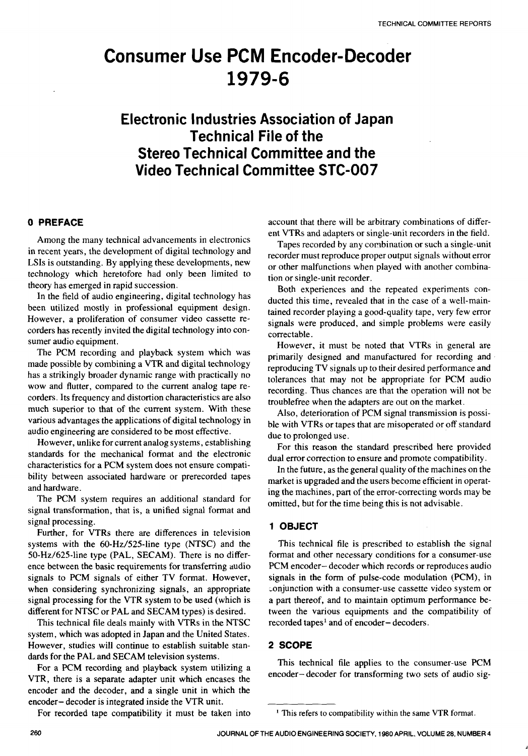# Consumer Use PCM Encoder-Decoder 1979-6

## Electronic Industries Association of Japan Technical File of the Stereo Technical Committee and the Video Technical Committee STC-007

### 0 PREFACE

Among the many technical advancements in electronics in recent years, the development of digital technology and LSIs is outstanding. By applying these developments, new technology which heretofore had only been limited to theory has emerged in rapid succession.

In the field of audio engineering, digital technology has been utilized mostly in professional equipment design. However, a proliferation of consumer video cassette recorders has recently invited the digital technology into consumer audio equipment.

The PCM recording and playback system which was made possible by combining a VTR and digital technology has a strikingly broader dynamic range with practically no wow and flutter, compared to the current analog tape recorders. Its frequency and distortion characteristics are also much superior to that of the current system. With these various advantages the applications of digital technology in audio engineering are considered to be most effective.

However, unlike for current analog systems, establishing standards for the mechanical format and the electronic characteristics for a PCM system does not ensure compatibility between associated hardware or prerecorded tapes and hardware.

The PCM system requires an additional standard for signal transformation, that is, a unified signal format and signal processing.

Further, for VTRs there are differences in television systems with the 60-Hz/525-line type (NTSC) and the 50-Hz/625-line type (PAL, SECAM). There is no difference between the basic requirements for transferring audio signals to PCM signals of either TV format. However, when considering synchronizing signals, an appropriate signal processing for the VTR system to be used (which is different for NTSC or PAL and SECAM types) is desired.

This technical file deals mainly with VTRs in the NTSC system, which was adopted in Japan and the United States. However, studies will continue to establish suitable standards for the PAL and SECAM television systems.

For a PCM recording and playback system utilizing a VTR, there is a separate adapter unit which encases the encoder and the decoder, and a single unit in which the encoder–decoder is integrated inside the VTR unit.

For recorded tape compatibility it must be taken into account that there will be arbitrary combinations of different VTRs and adapters or single-unit recorders in the field.

Tapes recorded by any combination or such a single-unit recorder must reproduce proper output signals without error or other malfunctions when played with another combination or single-unit recorder.

Both experiences and the repeated experiments conducted this time, revealed that in the case of a well-maintained recorder playing a good-quality tape, very few error signals were produced, and simple problems were easily correctable.

However, it must be noted that VTRs in general are primarily designed and manufactured for recording and reproducing TV signals up to their desired performance and tolerances that may not be appropriate for PCM audio recording. Thus chances are that the operation will not be troublefree when the adapters are out on the market.

Also, deterioration of PCM signal transmission is possible with VTRs or tapes that are misoperated or off standard due to prolonged use.

For this reason the standard prescribed here provided dual error correction to ensure and promote compatibility.

In the future, as the general quality of the machines on the market is upgraded and the users become efficient in operating the machines, part of the error-correcting words may be omitted, but for the time being this is not advisable.

### 1 OBJECT

This technical file is prescribed to establish the signal format and other necessary conditions for a consumer-use PCM encoder–decoder which records or reproduces audio signals in the form of pulse-code modulation (PCM), in conjunction with a consumer-use cassette video system or a part thereof, and to maintain optimum performance between the various equipments and the compatibility of recorded tapes[1] and of encoder–decoders.

### 2 SCOPE

This technical file applies to the consumer-use PCM encoder–decoder for transforming two sets of audio sig-

[1] This refers to compatibility within the same VTR format.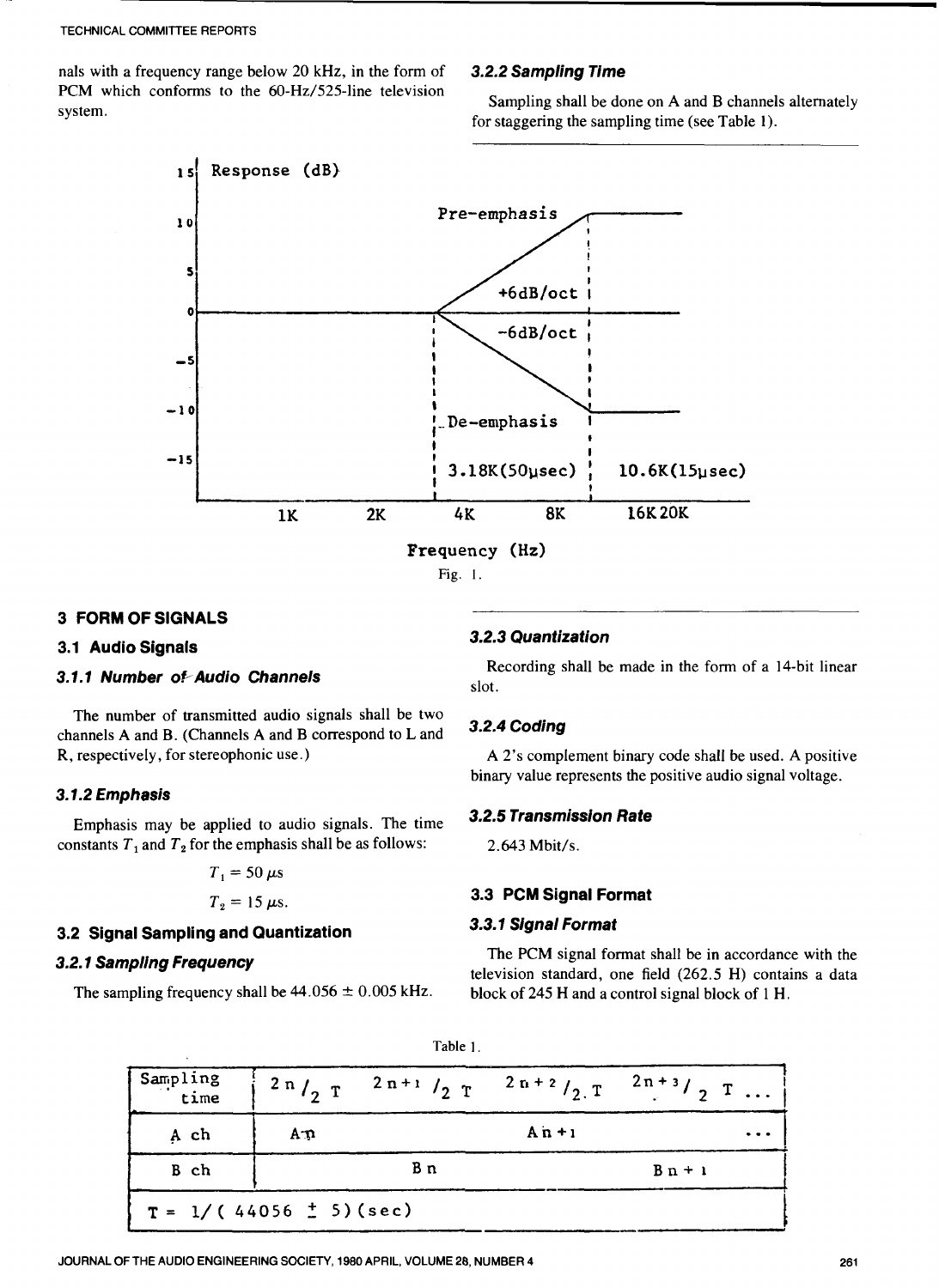nals with a frequency range below 20 kHz, in the form of PCM which conforms to the 60-Hz/525-line television system.

Fig. 1.

## 3 FORM OF SIGNALS

### 3.1 Audio Signals

#### *3.1.1 Number of Audio Channels*

The number of transmitted audio signals shall be two channels A and B. (Channels A and B correspond to L and R, respectively, for stereophonic use.)

#### *3.1.2 Emphasis*

Emphasis may be applied to audio signals. The time constants $T_1$ and $T_2$ for the emphasis shall be as follows:

$$T_1 = 50\ \mu s$$

$$T_2 = 15\ \mu s.$$

### 3.2 Signal Sampling and Quantization

#### *3.2.1 Sampling Frequency*

The sampling frequency shall be 44.056 ± 0.005 kHz.

#### *3.2.2 Sampling Time*

Sampling shall be done on A and B channels alternately for staggering the sampling time (see Table 1).

#### *3.2.3 Quantization*

Recording shall be made in the form of a 14-bit linear slot.

#### *3.2.4 Coding*

A 2's complement binary code shall be used. A positive binary value represents the positive audio signal voltage.

#### *3.2.5 Transmission Rate*

2.643 Mbit/s.

### 3.3 PCM Signal Format

#### *3.3.1 Signal Format*

The PCM signal format shall be in accordance with the television standard, one field (262.5 H) contains a data block of 245 H and a control signal block of 1 H.

Table 1.

| Sampling time | $2n/2\ T$ | $2n+1/2\ T$ | $2n+2/2\ T$ | $2n+3/2\ T$ ... |
|---|---|---|---|---|
| A ch | $A_n$ | | $A_{n+1}$ | ... |
| B ch | | $B_n$ | | $B_{n+1}$ |
| $T = 1/(44056 \pm 5)$ (sec) | | | | |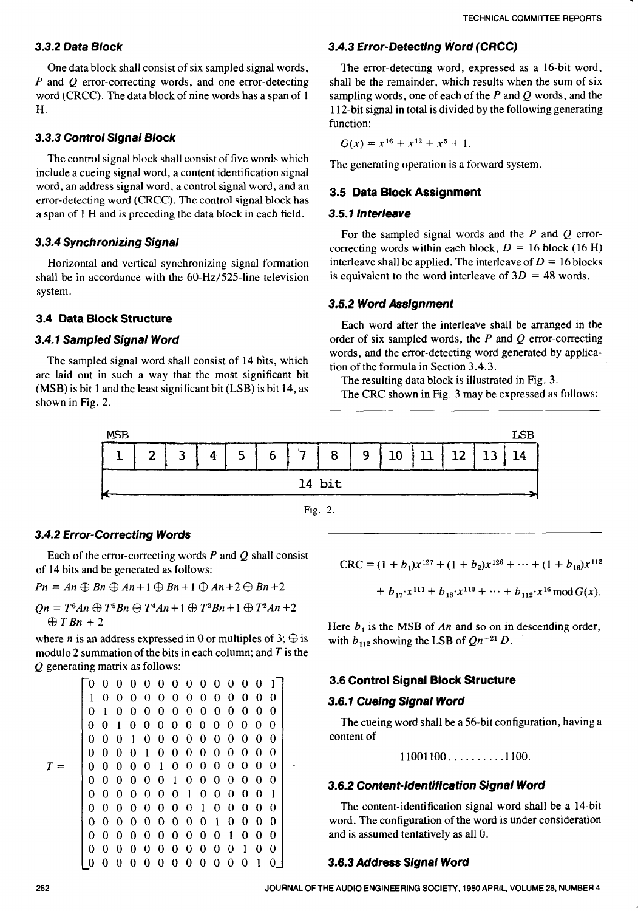### 3.3.2 Data Block

One data block shall consist of six sampled signal words, $P$ and $Q$ error-correcting words, and one error-detecting word (CRCC). The data block of nine words has a span of 1 H.

### 3.3.3 Control Signal Block

The control signal block shall consist of five words which include a cueing signal word, a content identification signal word, an address signal word, a control signal word, and an error-detecting word (CRCC). The control signal block has a span of 1 H and is preceding the data block in each field.

### 3.3.4 Synchronizing Signal

Horizontal and vertical synchronizing signal formation shall be in accordance with the 60-Hz/525-line television system.

## 3.4 Data Block Structure

### 3.4.1 Sampled Signal Word

The sampled signal word shall consist of 14 bits, which are laid out in such a way that the most significant bit (MSB) is bit 1 and the least significant bit (LSB) is bit 14, as shown in Fig. 2.

| MSB | | | | | | | | | | | | | LSB |
|---|---|---|---|---|---|---|---|---|---|---|---|---|---|
| 1 | 2 | 3 | 4 | 5 | 6 | 7 | 8 | 9 | 10 | 11 | 12 | 13 | 14 |

14 bit

Fig. 2.

### 3.4.2 Error-Correcting Words

Each of the error-correcting words $P$ and $Q$ shall consist of 14 bits and be generated as follows:

$$Pn = An \oplus Bn \oplus An+1 \oplus Bn+1 \oplus An+2 \oplus Bn+2$$

$$Qn = T^6An \oplus T^5Bn \oplus T^4An+1 \oplus T^3Bn+1 \oplus T^2An+2 \oplus T\,Bn+2$$

where $n$ is an address expressed in 0 or multiples of 3; $\oplus$ is modulo 2 summation of the bits in each column; and $T$ is the $Q$ generating matrix as follows:

$$T = \begin{bmatrix}
0&0&0&0&0&0&0&0&0&0&0&0&0&1\\
1&0&0&0&0&0&0&0&0&0&0&0&0&0\\
0&1&0&0&0&0&0&0&0&0&0&0&0&0\\
0&0&1&0&0&0&0&0&0&0&0&0&0&0\\
0&0&0&1&0&0&0&0&0&0&0&0&0&0\\
0&0&0&0&1&0&0&0&0&0&0&0&0&0\\
0&0&0&0&0&1&0&0&0&0&0&0&0&0\\
0&0&0&0&0&0&1&0&0&0&0&0&0&0\\
0&0&0&0&0&0&0&1&0&0&0&0&0&1\\
0&0&0&0&0&0&0&0&1&0&0&0&0&0\\
0&0&0&0&0&0&0&0&0&1&0&0&0&0\\
0&0&0&0&0&0&0&0&0&0&1&0&0&0\\
0&0&0&0&0&0&0&0&0&0&0&1&0&0\\
0&0&0&0&0&0&0&0&0&0&0&0&1&0
\end{bmatrix}.$$

### 3.4.3 Error-Detecting Word (CRCC)

The error-detecting word, expressed as a 16-bit word, shall be the remainder, which results when the sum of six sampling words, one of each of the $P$ and $Q$ words, and the 112-bit signal in total is divided by the following generating function:

$$G(x) = x^{16} + x^{12} + x^5 + 1.$$

The generating operation is a forward system.

## 3.5 Data Block Assignment

### 3.5.1 Interleave

For the sampled signal words and the $P$ and $Q$ error-correcting words within each block, $D = 16$ block (16 H) interleave shall be applied. The interleave of $D = 16$ blocks is equivalent to the word interleave of $3D = 48$ words.

### 3.5.2 Word Assignment

Each word after the interleave shall be arranged in the order of six sampled words, the $P$ and $Q$ error-correcting words, and the error-detecting word generated by application of the formula in Section 3.4.3.

The resulting data block is illustrated in Fig. 3.

The CRC shown in Fig. 3 may be expressed as follows:

$$\text{CRC} = (1 + b_1)x^{127} + (1 + b_2)x^{126} + \cdots + (1 + b_{16})x^{112} + b_{17}\cdot x^{111} + b_{18}\cdot x^{110} + \cdots + b_{112}\cdot x^{16} \bmod G(x).$$

Here $b_1$ is the MSB of $An$ and so on in descending order, with $b_{112}$ showing the LSB of $Qn^{-21}\,D$.

## 3.6 Control Signal Block Structure

### 3.6.1 Cueing Signal Word

The cueing word shall be a 56-bit configuration, having a content of

11001100..........1100.

### 3.6.2 Content-Identification Signal Word

The content-identification signal word shall be a 14-bit word. The configuration of the word is under consideration and is assumed tentatively as all 0.

### 3.6.3 Address Signal Word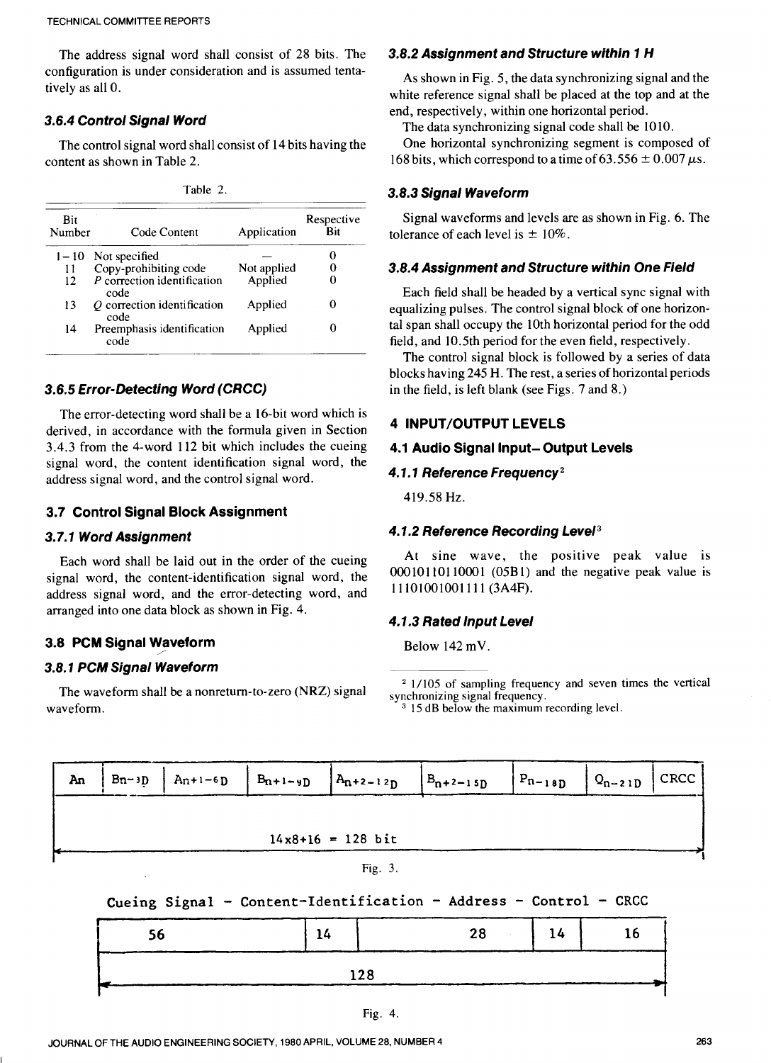The address signal word shall consist of 28 bits. The configuration is under consideration and is assumed tentatively as all 0.

### 3.6.4 Control Signal Word

The control signal word shall consist of 14 bits having the content as shown in Table 2.

Table 2.

| Bit Number | Code Content | Application | Respective Bit |
|---|---|---|---|
| 1 – 10 | Not specified | — | 0 |
| 11 | Copy-prohibiting code | Not applied | 0 |
| 12 | $P$ correction identification code | Applied | 0 |
| 13 | $Q$ correction identification code | Applied | 0 |
| 14 | Preemphasis identification code | Applied | 0 |

### 3.6.5 Error-Detecting Word (CRCC)

The error-detecting word shall be a 16-bit word which is derived, in accordance with the formula given in Section 3.4.3 from the 4-word 112 bit which includes the cueing signal word, the content identification signal word, the address signal word, and the control signal word.

## 3.7 Control Signal Block Assignment

### 3.7.1 Word Assignment

Each word shall be laid out in the order of the cueing signal word, the content-identification signal word, the address signal word, and the error-detecting word, and arranged into one data block as shown in Fig. 4.

## 3.8 PCM Signal Waveform

### 3.8.1 PCM Signal Waveform

The waveform shall be a nonreturn-to-zero (NRZ) signal waveform.

### 3.8.2 Assignment and Structure within 1 H

As shown in Fig. 5, the data synchronizing signal and the white reference signal shall be placed at the top and at the end, respectively, within one horizontal period.

The data synchronizing signal code shall be 1010.

One horizontal synchronizing segment is composed of 168 bits, which correspond to a time of $63.556 \pm 0.007$ $\mu$s.

### 3.8.3 Signal Waveform

Signal waveforms and levels are as shown in Fig. 6. The tolerance of each level is $\pm$ 10%.

### 3.8.4 Assignment and Structure within One Field

Each field shall be headed by a vertical sync signal with equalizing pulses. The control signal block of one horizontal span shall occupy the 10th horizontal period for the odd field, and 10.5th period for the even field, respectively.

The control signal block is followed by a series of data blocks having 245 H. The rest, a series of horizontal periods in the field, is left blank (see Figs. 7 and 8.)

# 4 INPUT/OUTPUT LEVELS

## 4.1 Audio Signal Input–Output Levels

### 4.1.1 Reference Frequency[2]

419.58 Hz.

### 4.1.2 Reference Recording Level[3]

At sine wave, the positive peak value is 00010110110001 (05B1) and the negative peak value is 11101001001111 (3A4F).

### 4.1.3 Rated Input Level

Below 142 mV.

[2] 1/105 of sampling frequency and seven times the vertical synchronizing signal frequency.

[3] 15 dB below the maximum recording level.

| $A_n$ | $B_{n-3D}$ | $A_{n+1-6D}$ | $B_{n+1-9D}$ | $A_{n+2-12D}$ | $B_{n+2-15D}$ | $P_{n-18D}$ | $Q_{n-21D}$ | CRCC |
|---|---|---|---|---|---|---|---|---|

14x8+16 = 128 bit

Fig. 3.

Cueing Signal – Content-Identification – Address – Control – CRCC

| 56 | 14 | 28 | 14 | 16 |
|---|---|---|---|---|

128

Fig. 4.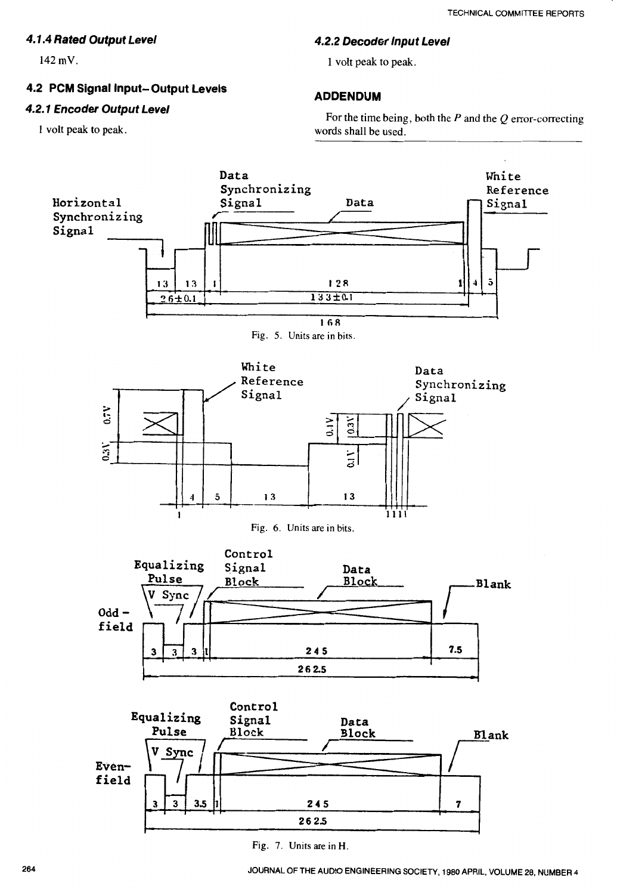#### 4.1.4 Rated Output Level

142 mV.

### 4.2 PCM Signal Input–Output Levels

#### 4.2.1 Encoder Output Level

1 volt peak to peak.

#### 4.2.2 Decoder Input Level

1 volt peak to peak.

### ADDENDUM

For the time being, both the $P$ and the $Q$ error-correcting words shall be used.

Fig. 5. Units are in bits.

Fig. 6. Units are in bits.

Fig. 7. Units are in H.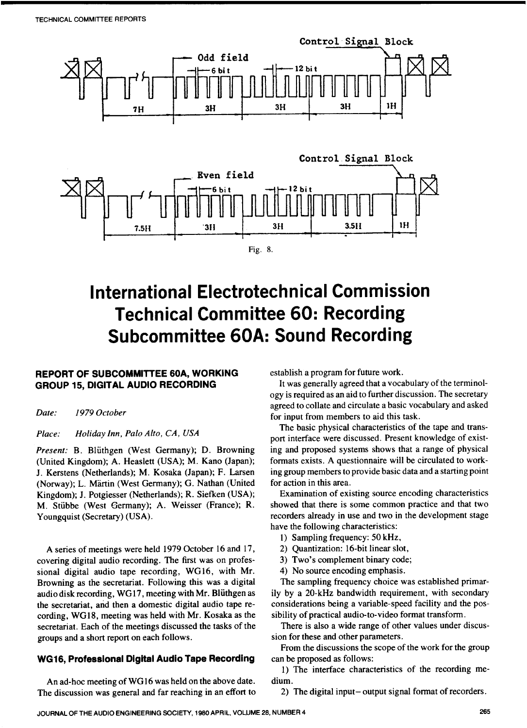Fig. 8.

# International Electrotechnical Commission Technical Committee 60: Recording Subcommittee 60A: Sound Recording

## REPORT OF SUBCOMMITTEE 60A, WORKING GROUP 15, DIGITAL AUDIO RECORDING

*Date:* *1979 October*

*Place:* *Holiday Inn, Palo Alto, CA, USA*

*Present:* B. Blüthgen (West Germany); D. Browning (United Kingdom); A. Heaslett (USA); M. Kano (Japan); J. Kerstens (Netherlands); M. Kosaka (Japan); F. Larsen (Norway); L. Märtin (West Germany); G. Nathan (United Kingdom); J. Potgiesser (Netherlands); R. Siefken (USA); M. Stübbe (West Germany); A. Weisser (France); R. Youngquist (Secretary) (USA).

A series of meetings were held 1979 October 16 and 17, covering digital audio recording. The first was on professional digital audio tape recording, WG16, with Mr. Browning as the secretariat. Following this was a digital audio disk recording, WG17, meeting with Mr. Blüthgen as the secretariat, and then a domestic digital audio tape recording, WG18, meeting was held with Mr. Kosaka as the secretariat. Each of the meetings discussed the tasks of the groups and a short report on each follows.

### WG16, Professional Digital Audio Tape Recording

An ad-hoc meeting of WG16 was held on the above date. The discussion was general and far reaching in an effort to establish a program for future work.

It was generally agreed that a vocabulary of the terminology is required as an aid to further discussion. The secretary agreed to collate and circulate a basic vocabulary and asked for input from members to aid this task.

The basic physical characteristics of the tape and transport interface were discussed. Present knowledge of existing and proposed systems shows that a range of physical formats exists. A questionnaire will be circulated to working group members to provide basic data and a starting point for action in this area.

Examination of existing source encoding characteristics showed that there is some common practice and that two recorders already in use and two in the development stage have the following characteristics:

1) Sampling frequency: 50 kHz,
2) Quantization: 16-bit linear slot,
3) Two's complement binary code;
4) No source encoding emphasis.

The sampling frequency choice was established primarily by a 20-kHz bandwidth requirement, with secondary considerations being a variable-speed facility and the possibility of practical audio-to-video format transform.

There is also a wide range of other values under discussion for these and other parameters.

From the discussions the scope of the work for the group can be proposed as follows:

1) The interface characteristics of the recording medium.
2) The digital input–output signal format of recorders.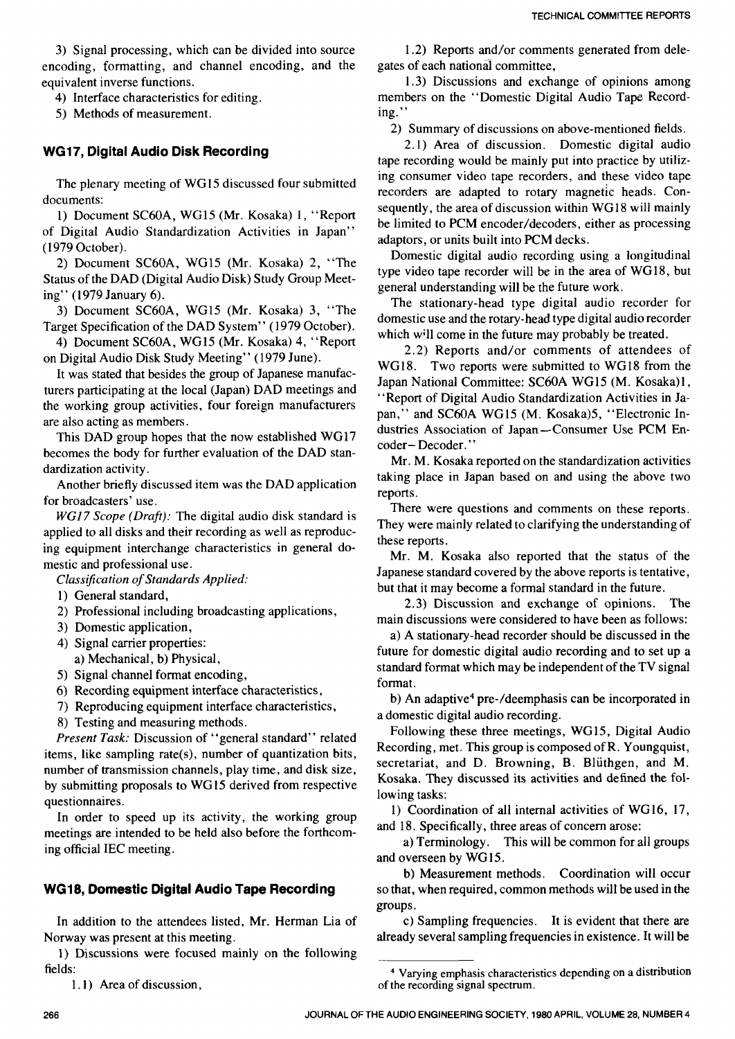3) Signal processing, which can be divided into source encoding, formatting, and channel encoding, and the equivalent inverse functions.

4) Interface characteristics for editing.

5) Methods of measurement.

### WG17, Digital Audio Disk Recording

The plenary meeting of WG15 discussed four submitted documents:

1) Document SC60A, WG15 (Mr. Kosaka) 1, "Report of Digital Audio Standardization Activities in Japan" (1979 October).

2) Document SC60A, WG15 (Mr. Kosaka) 2, "The Status of the DAD (Digital Audio Disk) Study Group Meeting" (1979 January 6).

3) Document SC60A, WG15 (Mr. Kosaka) 3, "The Target Specification of the DAD System" (1979 October).

4) Document SC60A, WG15 (Mr. Kosaka) 4, "Report on Digital Audio Disk Study Meeting" (1979 June).

It was stated that besides the group of Japanese manufacturers participating at the local (Japan) DAD meetings and the working group activities, four foreign manufacturers are also acting as members.

This DAD group hopes that the now established WG17 becomes the body for further evaluation of the DAD standardization activity.

Another briefly discussed item was the DAD application for broadcasters' use.

*WG17 Scope (Draft):* The digital audio disk standard is applied to all disks and their recording as well as reproducing equipment interchange characteristics in general domestic and professional use.

*Classification of Standards Applied:*

1) General standard,
2) Professional including broadcasting applications,
3) Domestic application,
4) Signal carrier properties:
   a) Mechanical, b) Physical,
5) Signal channel format encoding,
6) Recording equipment interface characteristics,
7) Reproducing equipment interface characteristics,
8) Testing and measuring methods.

*Present Task:* Discussion of "general standard" related items, like sampling rate(s), number of quantization bits, number of transmission channels, play time, and disk size, by submitting proposals to WG15 derived from respective questionnaires.

In order to speed up its activity, the working group meetings are intended to be held also before the forthcoming official IEC meeting.

### WG18, Domestic Digital Audio Tape Recording

In addition to the attendees listed, Mr. Herman Lia of Norway was present at this meeting.

1) Discussions were focused mainly on the following fields:

1.1) Area of discussion,

1.2) Reports and/or comments generated from delegates of each national committee,

1.3) Discussions and exchange of opinions among members on the "Domestic Digital Audio Tape Recording."

2) Summary of discussions on above-mentioned fields.

2.1) Area of discussion. Domestic digital audio tape recording would be mainly put into practice by utilizing consumer video tape recorders, and these video tape recorders are adapted to rotary magnetic heads. Consequently, the area of discussion within WG18 will mainly be limited to PCM encoder/decoders, either as processing adaptors, or units built into PCM decks.

Domestic digital audio recording using a longitudinal type video tape recorder will be in the area of WG18, but general understanding will be the future work.

The stationary-head type digital audio recorder for domestic use and the rotary-head type digital audio recorder which will come in the future may probably be treated.

2.2) Reports and/or comments of attendees of WG18. Two reports were submitted to WG18 from the Japan National Committee: SC60A WG15 (M. Kosaka)1, "Report of Digital Audio Standardization Activities in Japan," and SC60A WG15 (M. Kosaka)5, "Electronic Industries Association of Japan—Consumer Use PCM Encoder–Decoder."

Mr. M. Kosaka reported on the standardization activities taking place in Japan based on and using the above two reports.

There were questions and comments on these reports. They were mainly related to clarifying the understanding of these reports.

Mr. M. Kosaka also reported that the status of the Japanese standard covered by the above reports is tentative, but that it may become a formal standard in the future.

2.3) Discussion and exchange of opinions. The main discussions were considered to have been as follows:

a) A stationary-head recorder should be discussed in the future for domestic digital audio recording and to set up a standard format which may be independent of the TV signal format.

b) An adaptive[4] pre-/deemphasis can be incorporated in a domestic digital audio recording.

Following these three meetings, WG15, Digital Audio Recording, met. This group is composed of R. Youngquist, secretariat, and D. Browning, B. Blüthgen, and M. Kosaka. They discussed its activities and defined the following tasks:

1) Coordination of all internal activities of WG16, 17, and 18. Specifically, three areas of concern arose:

a) Terminology. This will be common for all groups and overseen by WG15.

b) Measurement methods. Coordination will occur so that, when required, common methods will be used in the groups.

c) Sampling frequencies. It is evident that there are already several sampling frequencies in existence. It will be

[4] Varying emphasis characteristics depending on a distribution of the recording signal spectrum.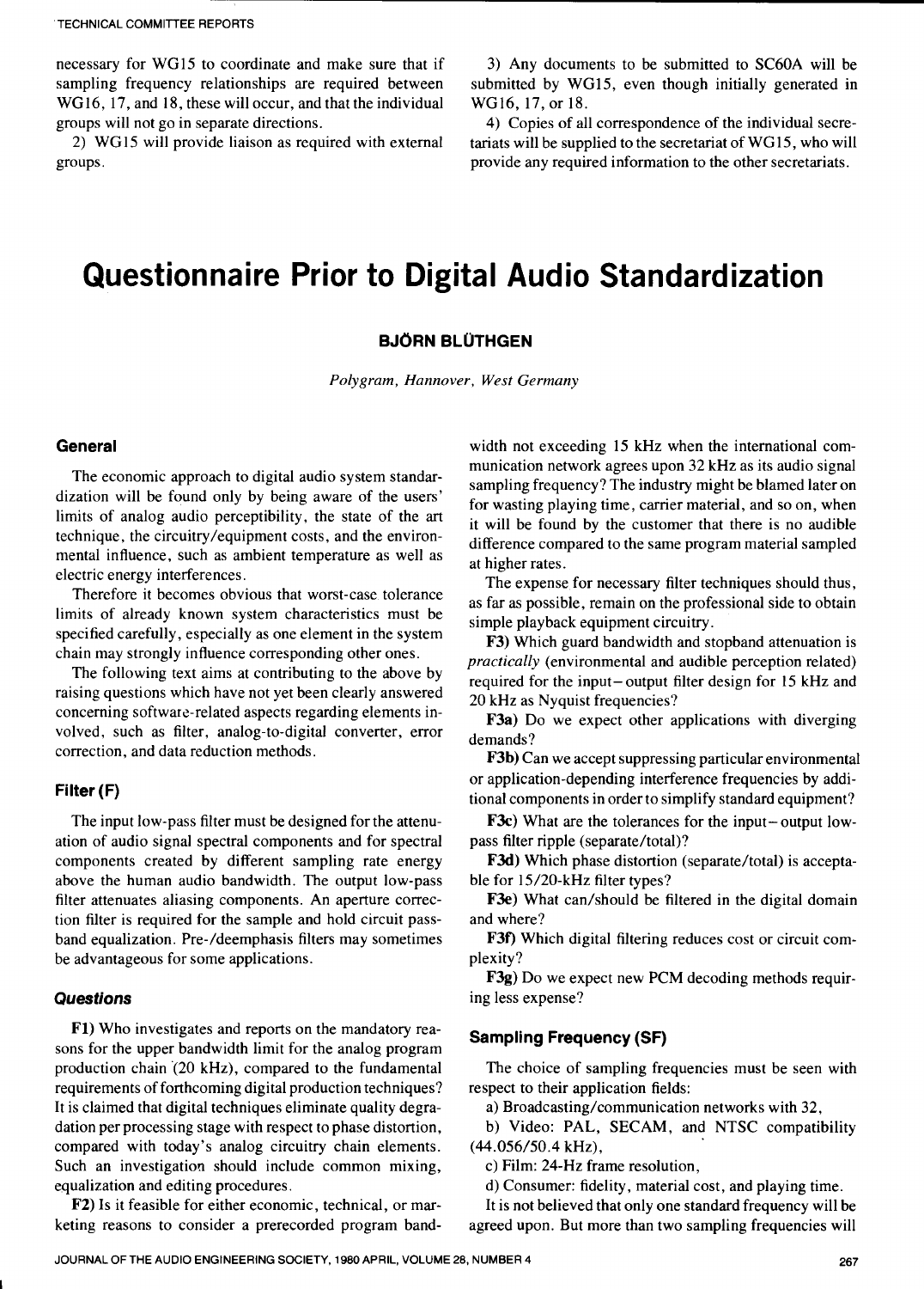necessary for WG15 to coordinate and make sure that if sampling frequency relationships are required between WG16, 17, and 18, these will occur, and that the individual groups will not go in separate directions.

2) WG15 will provide liaison as required with external groups.

3) Any documents to be submitted to SC60A will be submitted by WG15, even though initially generated in WG16, 17, or 18.

4) Copies of all correspondence of the individual secretariats will be supplied to the secretariat of WG15, who will provide any required information to the other secretariats.

# Questionnaire Prior to Digital Audio Standardization

**BJÖRN BLÜTHGEN**

*Polygram, Hannover, West Germany*

## General

The economic approach to digital audio system standardization will be found only by being aware of the users' limits of analog audio perceptibility, the state of the art technique, the circuitry/equipment costs, and the environmental influence, such as ambient temperature as well as electric energy interferences.

Therefore it becomes obvious that worst-case tolerance limits of already known system characteristics must be specified carefully, especially as one element in the system chain may strongly influence corresponding other ones.

The following text aims at contributing to the above by raising questions which have not yet been clearly answered concerning software-related aspects regarding elements involved, such as filter, analog-to-digital converter, error correction, and data reduction methods.

## Filter (F)

The input low-pass filter must be designed for the attenuation of audio signal spectral components and for spectral components created by different sampling rate energy above the human audio bandwidth. The output low-pass filter attenuates aliasing components. An aperture correction filter is required for the sample and hold circuit passband equalization. Pre-/deemphasis filters may sometimes be advantageous for some applications.

### *Questions*

**F1)** Who investigates and reports on the mandatory reasons for the upper bandwidth limit for the analog program production chain (20 kHz), compared to the fundamental requirements of forthcoming digital production techniques? It is claimed that digital techniques eliminate quality degradation per processing stage with respect to phase distortion, compared with today's analog circuitry chain elements. Such an investigation should include common mixing, equalization and editing procedures.

**F2)** Is it feasible for either economic, technical, or marketing reasons to consider a prerecorded program bandwidth not exceeding 15 kHz when the international communication network agrees upon 32 kHz as its audio signal sampling frequency? The industry might be blamed later on for wasting playing time, carrier material, and so on, when it will be found by the customer that there is no audible difference compared to the same program material sampled at higher rates.

The expense for necessary filter techniques should thus, as far as possible, remain on the professional side to obtain simple playback equipment circuitry.

**F3)** Which guard bandwidth and stopband attenuation is *practically* (environmental and audible perception related) required for the input–output filter design for 15 kHz and 20 kHz as Nyquist frequencies?

**F3a)** Do we expect other applications with diverging demands?

**F3b)** Can we accept suppressing particular environmental or application-depending interference frequencies by additional components in order to simplify standard equipment?

**F3c)** What are the tolerances for the input–output low-pass filter ripple (separate/total)?

**F3d)** Which phase distortion (separate/total) is acceptable for 15/20-kHz filter types?

**F3e)** What can/should be filtered in the digital domain and where?

**F3f)** Which digital filtering reduces cost or circuit complexity?

**F3g)** Do we expect new PCM decoding methods requiring less expense?

## Sampling Frequency (SF)

The choice of sampling frequencies must be seen with respect to their application fields:

a) Broadcasting/communication networks with 32,

b) Video: PAL, SECAM, and NTSC compatibility (44.056/50.4 kHz),

c) Film: 24-Hz frame resolution,

d) Consumer: fidelity, material cost, and playing time.

It is not believed that only one standard frequency will be agreed upon. But more than two sampling frequencies will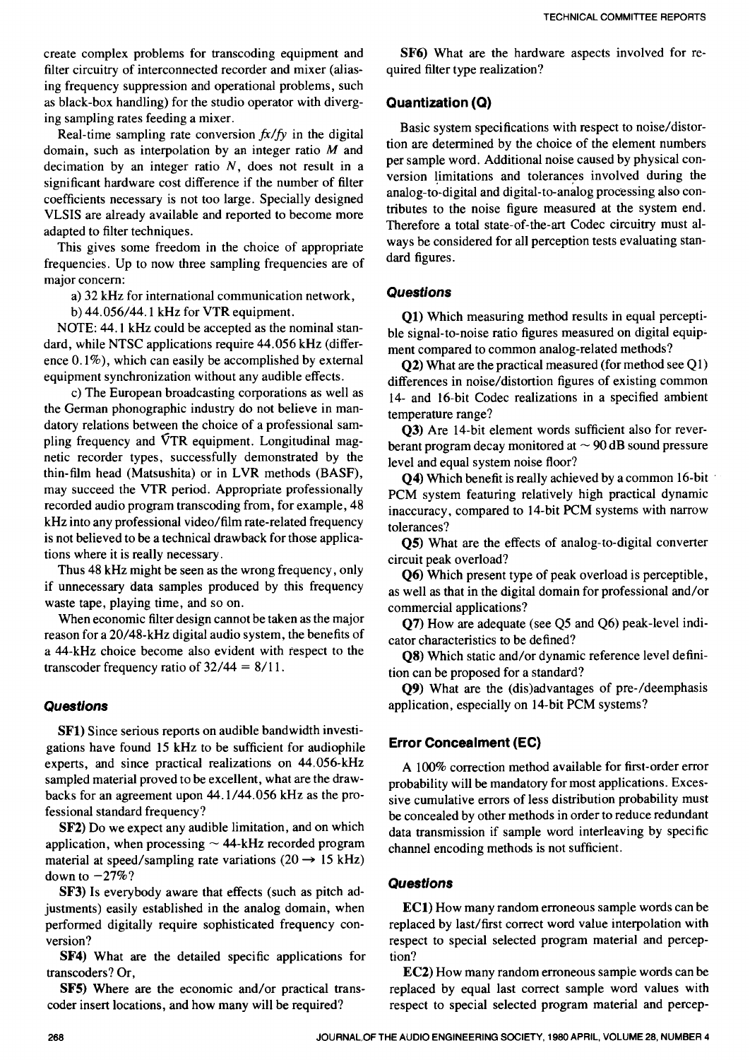create complex problems for transcoding equipment and filter circuitry of interconnected recorder and mixer (aliasing frequency suppression and operational problems, such as black-box handling) for the studio operator with diverging sampling rates feeding a mixer.

Real-time sampling rate conversion $fx/fy$ in the digital domain, such as interpolation by an integer ratio $M$ and decimation by an integer ratio $N$, does not result in a significant hardware cost difference if the number of filter coefficients necessary is not too large. Specially designed VLSIS are already available and reported to become more adapted to filter techniques.

This gives some freedom in the choice of appropriate frequencies. Up to now three sampling frequencies are of major concern:

a) 32 kHz for international communication network,

b) 44.056/44.1 kHz for VTR equipment.

NOTE: 44.1 kHz could be accepted as the nominal standard, while NTSC applications require 44.056 kHz (difference 0.1%), which can easily be accomplished by external equipment synchronization without any audible effects.

c) The European broadcasting corporations as well as the German phonographic industry do not believe in mandatory relations between the choice of a professional sampling frequency and VTR equipment. Longitudinal magnetic recorder types, successfully demonstrated by the thin-film head (Matsushita) or in LVR methods (BASF), may succeed the VTR period. Appropriate professionally recorded audio program transcoding from, for example, 48 kHz into any professional video/film rate-related frequency is not believed to be a technical drawback for those applications where it is really necessary.

Thus 48 kHz might be seen as the wrong frequency, only if unnecessary data samples produced by this frequency waste tape, playing time, and so on.

When economic filter design cannot be taken as the major reason for a 20/48-kHz digital audio system, the benefits of a 44-kHz choice become also evident with respect to the transcoder frequency ratio of 32/44 = 8/11.

### *Questions*

**SF1)** Since serious reports on audible bandwidth investigations have found 15 kHz to be sufficient for audiophile experts, and since practical realizations on 44.056-kHz sampled material proved to be excellent, what are the drawbacks for an agreement upon 44.1/44.056 kHz as the professional standard frequency?

**SF2)** Do we expect any audible limitation, and on which application, when processing ~ 44-kHz recorded program material at speed/sampling rate variations (20 → 15 kHz) down to −27%?

**SF3)** Is everybody aware that effects (such as pitch adjustments) easily established in the analog domain, when performed digitally require sophisticated frequency conversion?

**SF4)** What are the detailed specific applications for transcoders? Or,

**SF5)** Where are the economic and/or practical transcoder insert locations, and how many will be required?

**SF6)** What are the hardware aspects involved for required filter type realization?

### Quantization (Q)

Basic system specifications with respect to noise/distortion are determined by the choice of the element numbers per sample word. Additional noise caused by physical conversion limitations and tolerances involved during the analog-to-digital and digital-to-analog processing also contributes to the noise figure measured at the system end. Therefore a total state-of-the-art Codec circuitry must always be considered for all perception tests evaluating standard figures.

### *Questions*

**Q1)** Which measuring method results in equal perceptible signal-to-noise ratio figures measured on digital equipment compared to common analog-related methods?

**Q2)** What are the practical measured (for method see Q1) differences in noise/distortion figures of existing common 14- and 16-bit Codec realizations in a specified ambient temperature range?

**Q3)** Are 14-bit element words sufficient also for reverberant program decay monitored at ~ 90 dB sound pressure level and equal system noise floor?

**Q4)** Which benefit is really achieved by a common 16-bit PCM system featuring relatively high practical dynamic inaccuracy, compared to 14-bit PCM systems with narrow tolerances?

**Q5)** What are the effects of analog-to-digital converter circuit peak overload?

**Q6)** Which present type of peak overload is perceptible, as well as that in the digital domain for professional and/or commercial applications?

**Q7)** How are adequate (see Q5 and Q6) peak-level indicator characteristics to be defined?

**Q8)** Which static and/or dynamic reference level definition can be proposed for a standard?

**Q9)** What are the (dis)advantages of pre-/deemphasis application, especially on 14-bit PCM systems?

### Error Concealment (EC)

A 100% correction method available for first-order error probability will be mandatory for most applications. Excessive cumulative errors of less distribution probability must be concealed by other methods in order to reduce redundant data transmission if sample word interleaving by specific channel encoding methods is not sufficient.

### *Questions*

**EC1)** How many random erroneous sample words can be replaced by last/first correct word value interpolation with respect to special selected program material and perception?

**EC2)** How many random erroneous sample words can be replaced by equal last correct sample word values with respect to special selected program material and percep-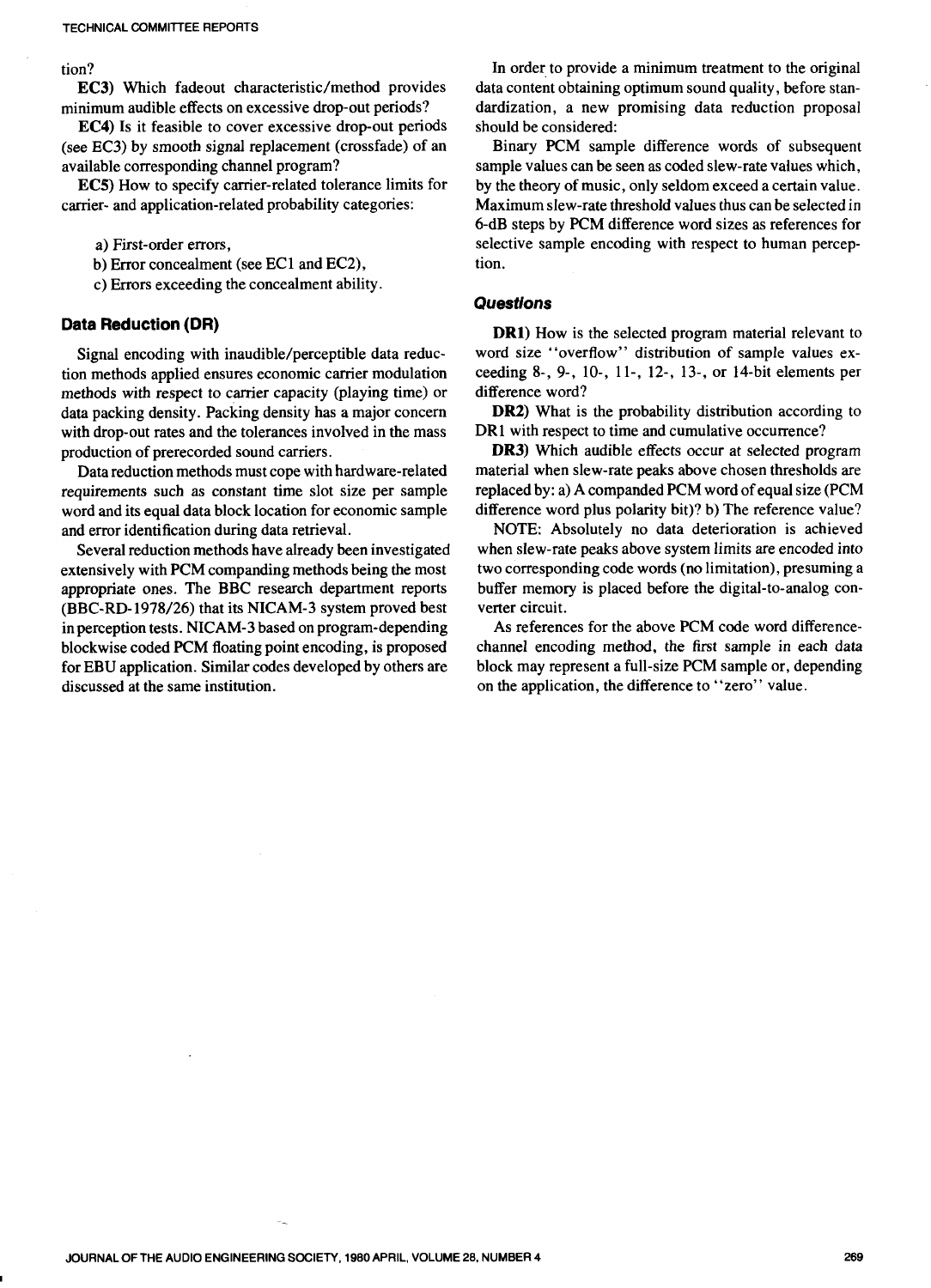tion?

**EC3)** Which fadeout characteristic/method provides minimum audible effects on excessive drop-out periods?

**EC4)** Is it feasible to cover excessive drop-out periods (see EC3) by smooth signal replacement (crossfade) of an available corresponding channel program?

**EC5)** How to specify carrier-related tolerance limits for carrier- and application-related probability categories:

a) First-order errors,
b) Error concealment (see EC1 and EC2),
c) Errors exceeding the concealment ability.

### Data Reduction (DR)

Signal encoding with inaudible/perceptible data reduction methods applied ensures economic carrier modulation methods with respect to carrier capacity (playing time) or data packing density. Packing density has a major concern with drop-out rates and the tolerances involved in the mass production of prerecorded sound carriers.

Data reduction methods must cope with hardware-related requirements such as constant time slot size per sample word and its equal data block location for economic sample and error identification during data retrieval.

Several reduction methods have already been investigated extensively with PCM companding methods being the most appropriate ones. The BBC research department reports (BBC-RD-1978/26) that its NICAM-3 system proved best in perception tests. NICAM-3 based on program-depending blockwise coded PCM floating point encoding, is proposed for EBU application. Similar codes developed by others are discussed at the same institution.

In order to provide a minimum treatment to the original data content obtaining optimum sound quality, before standardization, a new promising data reduction proposal should be considered:

Binary PCM sample difference words of subsequent sample values can be seen as coded slew-rate values which, by the theory of music, only seldom exceed a certain value. Maximum slew-rate threshold values thus can be selected in 6-dB steps by PCM difference word sizes as references for selective sample encoding with respect to human perception.

#### *Questions*

**DR1)** How is the selected program material relevant to word size "overflow" distribution of sample values exceeding 8-, 9-, 10-, 11-, 12-, 13-, or 14-bit elements per difference word?

**DR2)** What is the probability distribution according to DR1 with respect to time and cumulative occurrence?

**DR3)** Which audible effects occur at selected program material when slew-rate peaks above chosen thresholds are replaced by: a) A companded PCM word of equal size (PCM difference word plus polarity bit)? b) The reference value?

NOTE: Absolutely no data deterioration is achieved when slew-rate peaks above system limits are encoded into two corresponding code words (no limitation), presuming a buffer memory is placed before the digital-to-analog converter circuit.

As references for the above PCM code word difference-channel encoding method, the first sample in each data block may represent a full-size PCM sample or, depending on the application, the difference to "zero" value.